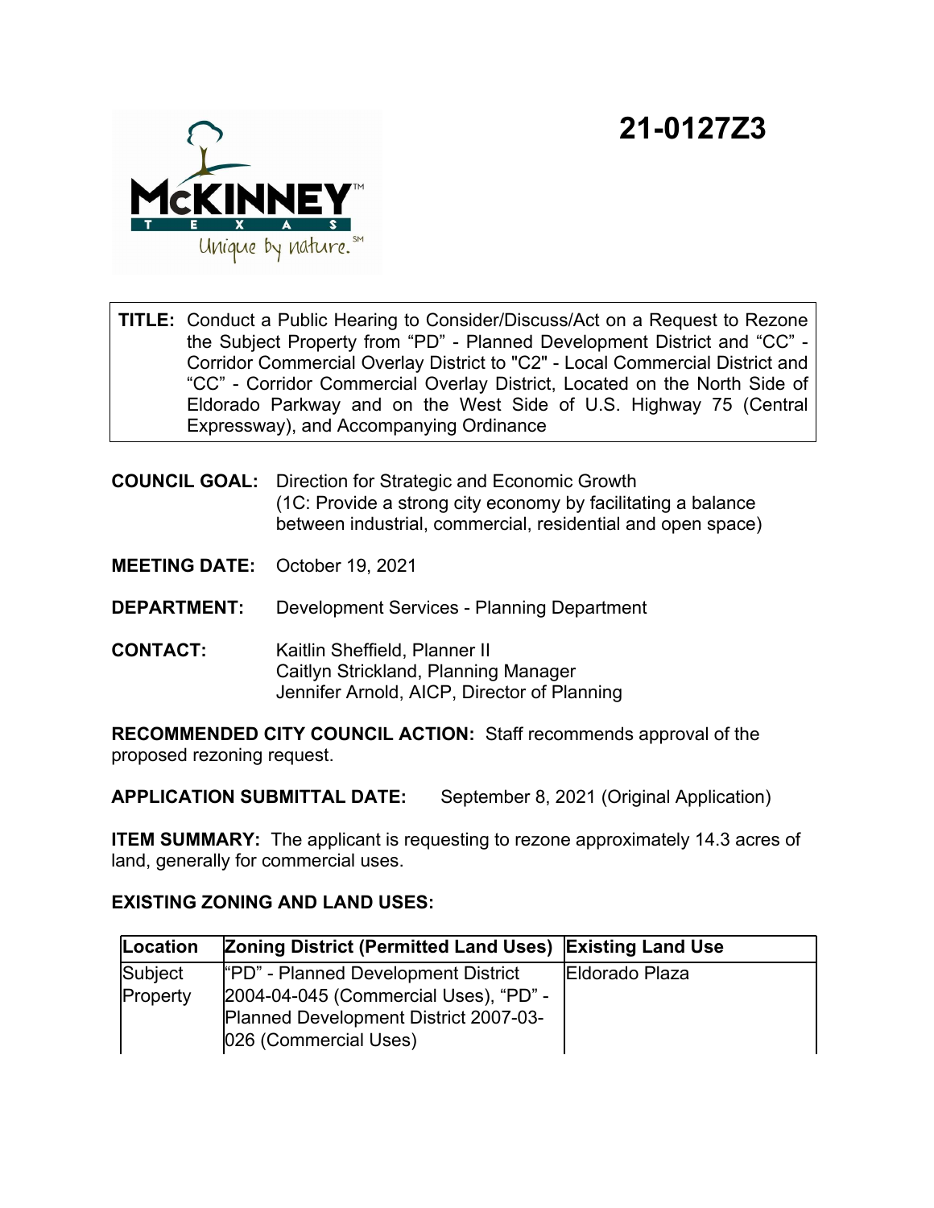# 21-0127Z3

**TITLE:** Conduct a Public Hearing to Consider/Discuss/Act on a Request to Rezone the Subject Property from "PD" - Planned Development District and "CC" - Corridor Commercial Overlay District to "C2" - Local Commercial District and "CC" - Corridor Commercial Overlay District, Located on the North Side of Eldorado Parkway and on the West Side of U.S. Highway 75 (Central Expressway), and Accompanying Ordinance

**COUNCIL GOAL:** Direction for Strategic and Economic Growth (1C: Provide a strong city economy by facilitating a balance between industrial, commercial, residential and open space)

**MEETING DATE:** October 19, 2021

**DEPARTMENT:** Development Services - Planning Department

**CONTACT:** Kaitlin Sheffield, Planner II
Caitlyn Strickland, Planning Manager
Jennifer Arnold, AICP, Director of Planning

**RECOMMENDED CITY COUNCIL ACTION:** Staff recommends approval of the proposed rezoning request.

**APPLICATION SUBMITTAL DATE:** September 8, 2021 (Original Application)

**ITEM SUMMARY:** The applicant is requesting to rezone approximately 14.3 acres of land, generally for commercial uses.

**EXISTING ZONING AND LAND USES:**

| Location | Zoning District (Permitted Land Uses) | Existing Land Use |
|---|---|---|
| Subject Property | "PD" - Planned Development District 2004-04-045 (Commercial Uses), "PD" - Planned Development District 2007-03-026 (Commercial Uses) | Eldorado Plaza |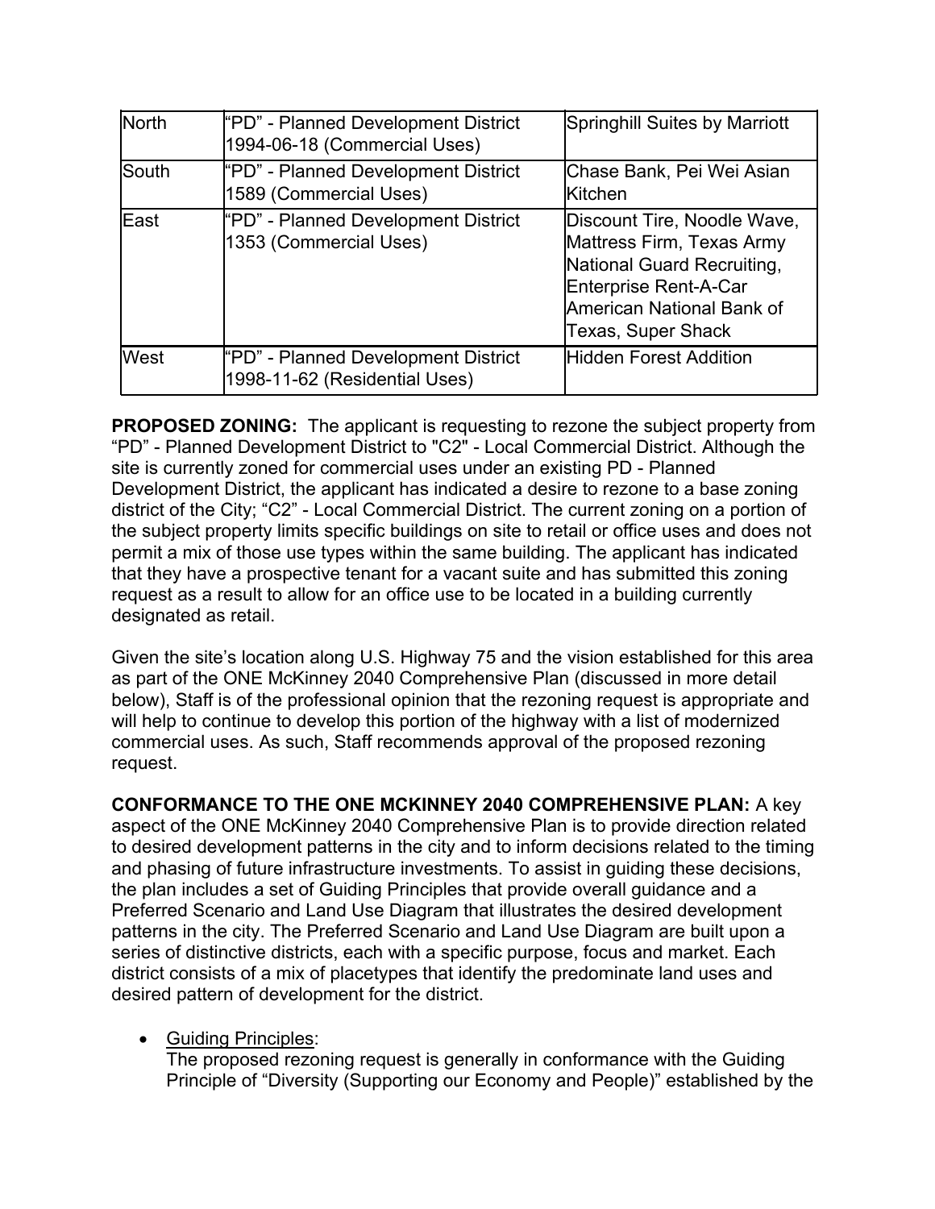| North | "PD" - Planned Development District 1994-06-18 (Commercial Uses) | Springhill Suites by Marriott |
|---|---|---|
| South | "PD" - Planned Development District 1589 (Commercial Uses) | Chase Bank, Pei Wei Asian Kitchen |
| East | "PD" - Planned Development District 1353 (Commercial Uses) | Discount Tire, Noodle Wave, Mattress Firm, Texas Army National Guard Recruiting, Enterprise Rent-A-Car American National Bank of Texas, Super Shack |
| West | "PD" - Planned Development District 1998-11-62 (Residential Uses) | Hidden Forest Addition |

**PROPOSED ZONING:** The applicant is requesting to rezone the subject property from "PD" - Planned Development District to "C2" - Local Commercial District. Although the site is currently zoned for commercial uses under an existing PD - Planned Development District, the applicant has indicated a desire to rezone to a base zoning district of the City; "C2" - Local Commercial District. The current zoning on a portion of the subject property limits specific buildings on site to retail or office uses and does not permit a mix of those use types within the same building. The applicant has indicated that they have a prospective tenant for a vacant suite and has submitted this zoning request as a result to allow for an office use to be located in a building currently designated as retail.

Given the site's location along U.S. Highway 75 and the vision established for this area as part of the ONE McKinney 2040 Comprehensive Plan (discussed in more detail below), Staff is of the professional opinion that the rezoning request is appropriate and will help to continue to develop this portion of the highway with a list of modernized commercial uses. As such, Staff recommends approval of the proposed rezoning request.

**CONFORMANCE TO THE ONE MCKINNEY 2040 COMPREHENSIVE PLAN:** A key aspect of the ONE McKinney 2040 Comprehensive Plan is to provide direction related to desired development patterns in the city and to inform decisions related to the timing and phasing of future infrastructure investments. To assist in guiding these decisions, the plan includes a set of Guiding Principles that provide overall guidance and a Preferred Scenario and Land Use Diagram that illustrates the desired development patterns in the city. The Preferred Scenario and Land Use Diagram are built upon a series of distinctive districts, each with a specific purpose, focus and market. Each district consists of a mix of placetypes that identify the predominate land uses and desired pattern of development for the district.

- Guiding Principles:
  The proposed rezoning request is generally in conformance with the Guiding Principle of "Diversity (Supporting our Economy and People)" established by the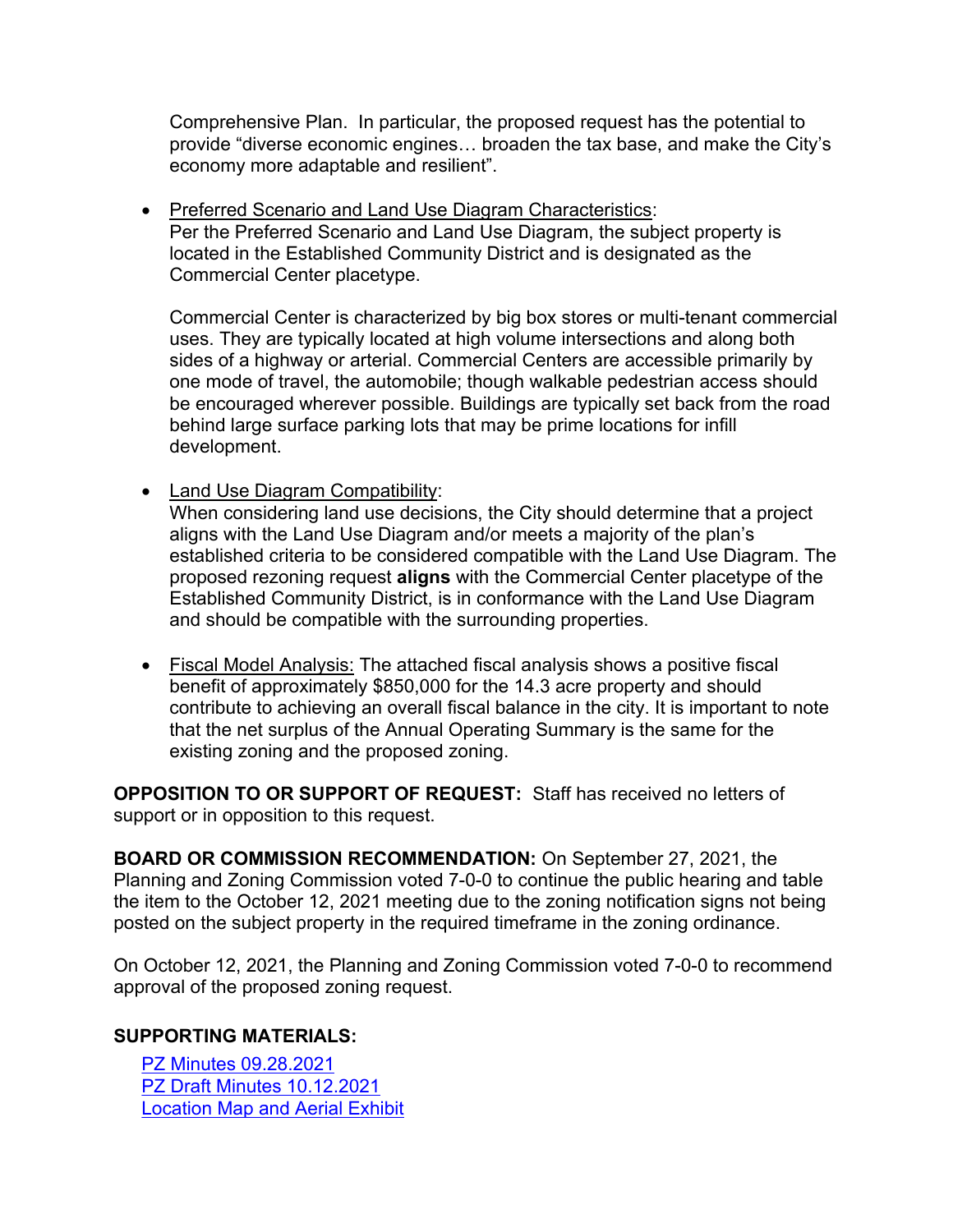Comprehensive Plan. In particular, the proposed request has the potential to provide "diverse economic engines… broaden the tax base, and make the City's economy more adaptable and resilient".

- Preferred Scenario and Land Use Diagram Characteristics:
  Per the Preferred Scenario and Land Use Diagram, the subject property is located in the Established Community District and is designated as the Commercial Center placetype.

  Commercial Center is characterized by big box stores or multi-tenant commercial uses. They are typically located at high volume intersections and along both sides of a highway or arterial. Commercial Centers are accessible primarily by one mode of travel, the automobile; though walkable pedestrian access should be encouraged wherever possible. Buildings are typically set back from the road behind large surface parking lots that may be prime locations for infill development.

- Land Use Diagram Compatibility:
  When considering land use decisions, the City should determine that a project aligns with the Land Use Diagram and/or meets a majority of the plan's established criteria to be considered compatible with the Land Use Diagram. The proposed rezoning request **aligns** with the Commercial Center placetype of the Established Community District, is in conformance with the Land Use Diagram and should be compatible with the surrounding properties.

- Fiscal Model Analysis: The attached fiscal analysis shows a positive fiscal benefit of approximately $850,000 for the 14.3 acre property and should contribute to achieving an overall fiscal balance in the city. It is important to note that the net surplus of the Annual Operating Summary is the same for the existing zoning and the proposed zoning.

**OPPOSITION TO OR SUPPORT OF REQUEST:** Staff has received no letters of support or in opposition to this request.

**BOARD OR COMMISSION RECOMMENDATION:** On September 27, 2021, the Planning and Zoning Commission voted 7-0-0 to continue the public hearing and table the item to the October 12, 2021 meeting due to the zoning notification signs not being posted on the subject property in the required timeframe in the zoning ordinance.

On October 12, 2021, the Planning and Zoning Commission voted 7-0-0 to recommend approval of the proposed zoning request.

**SUPPORTING MATERIALS:**

PZ Minutes 09.28.2021
PZ Draft Minutes 10.12.2021
Location Map and Aerial Exhibit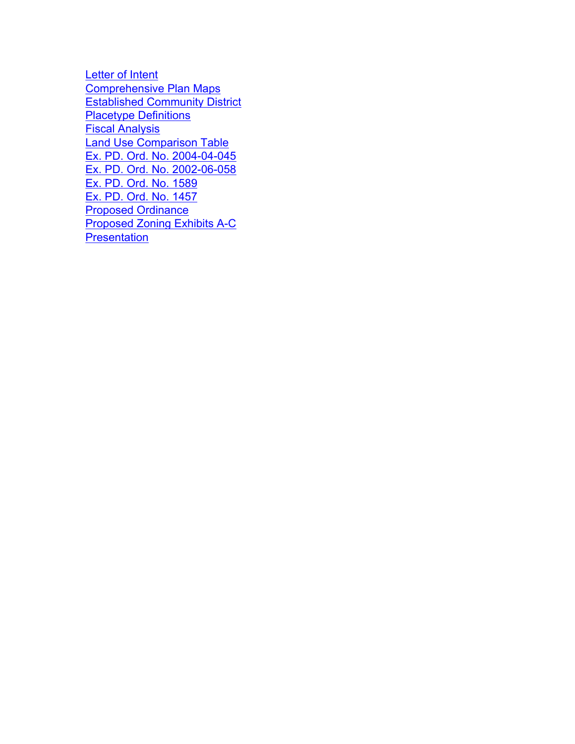Letter of Intent
Comprehensive Plan Maps
Established Community District
Placetype Definitions
Fiscal Analysis
Land Use Comparison Table
Ex. PD. Ord. No. 2004-04-045
Ex. PD. Ord. No. 2002-06-058
Ex. PD. Ord. No. 1589
Ex. PD. Ord. No. 1457
Proposed Ordinance
Proposed Zoning Exhibits A-C
Presentation